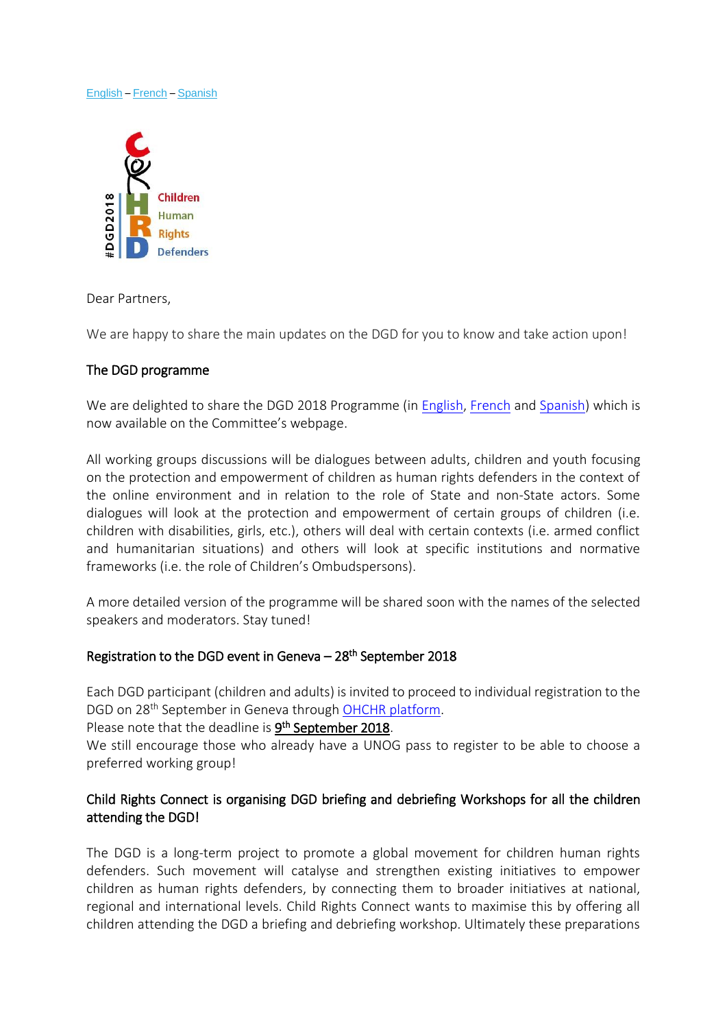English – French – Spanish

#DGD2018 Children Human Rights Defenders

Dear Partners,

We are happy to share the main updates on the DGD for you to know and take action upon!

## The DGD programme

We are delighted to share the DGD 2018 Programme (in English, French and Spanish) which is now available on the Committee's webpage.

All working groups discussions will be dialogues between adults, children and youth focusing on the protection and empowerment of children as human rights defenders in the context of the online environment and in relation to the role of State and non-State actors. Some dialogues will look at the protection and empowerment of certain groups of children (i.e. children with disabilities, girls, etc.), others will deal with certain contexts (i.e. armed conflict and humanitarian situations) and others will look at specific institutions and normative frameworks (i.e. the role of Children's Ombudspersons).

A more detailed version of the programme will be shared soon with the names of the selected speakers and moderators. Stay tuned!

## Registration to the DGD event in Geneva – 28th September 2018

Each DGD participant (children and adults) is invited to proceed to individual registration to the DGD on 28th September in Geneva through OHCHR platform.
Please note that the deadline is 9th September 2018.
We still encourage those who already have a UNOG pass to register to be able to choose a preferred working group!

## Child Rights Connect is organising DGD briefing and debriefing Workshops for all the children attending the DGD!

The DGD is a long-term project to promote a global movement for children human rights defenders. Such movement will catalyse and strengthen existing initiatives to empower children as human rights defenders, by connecting them to broader initiatives at national, regional and international levels. Child Rights Connect wants to maximise this by offering all children attending the DGD a briefing and debriefing workshop. Ultimately these preparations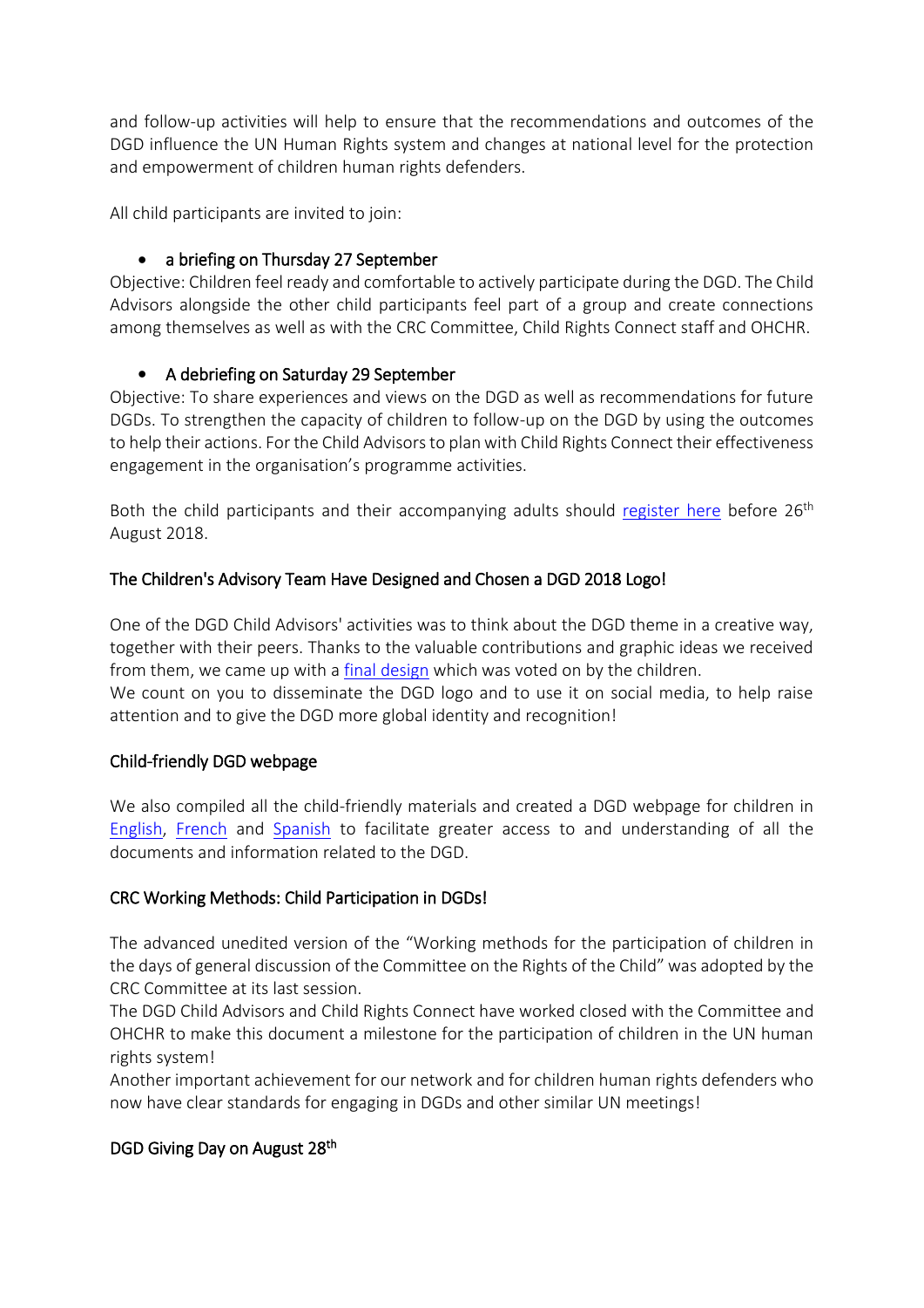and follow-up activities will help to ensure that the recommendations and outcomes of the DGD influence the UN Human Rights system and changes at national level for the protection and empowerment of children human rights defenders.

All child participants are invited to join:

- a briefing on Thursday 27 September

Objective: Children feel ready and comfortable to actively participate during the DGD. The Child Advisors alongside the other child participants feel part of a group and create connections among themselves as well as with the CRC Committee, Child Rights Connect staff and OHCHR.

- A debriefing on Saturday 29 September

Objective: To share experiences and views on the DGD as well as recommendations for future DGDs. To strengthen the capacity of children to follow-up on the DGD by using the outcomes to help their actions. For the Child Advisors to plan with Child Rights Connect their effectiveness engagement in the organisation's programme activities.

Both the child participants and their accompanying adults should register here before 26th August 2018.

### The Children's Advisory Team Have Designed and Chosen a DGD 2018 Logo!

One of the DGD Child Advisors' activities was to think about the DGD theme in a creative way, together with their peers. Thanks to the valuable contributions and graphic ideas we received from them, we came up with a final design which was voted on by the children.
We count on you to disseminate the DGD logo and to use it on social media, to help raise attention and to give the DGD more global identity and recognition!

### Child-friendly DGD webpage

We also compiled all the child-friendly materials and created a DGD webpage for children in English, French and Spanish to facilitate greater access to and understanding of all the documents and information related to the DGD.

### CRC Working Methods: Child Participation in DGDs!

The advanced unedited version of the "Working methods for the participation of children in the days of general discussion of the Committee on the Rights of the Child" was adopted by the CRC Committee at its last session.
The DGD Child Advisors and Child Rights Connect have worked closed with the Committee and OHCHR to make this document a milestone for the participation of children in the UN human rights system!
Another important achievement for our network and for children human rights defenders who now have clear standards for engaging in DGDs and other similar UN meetings!

### DGD Giving Day on August 28th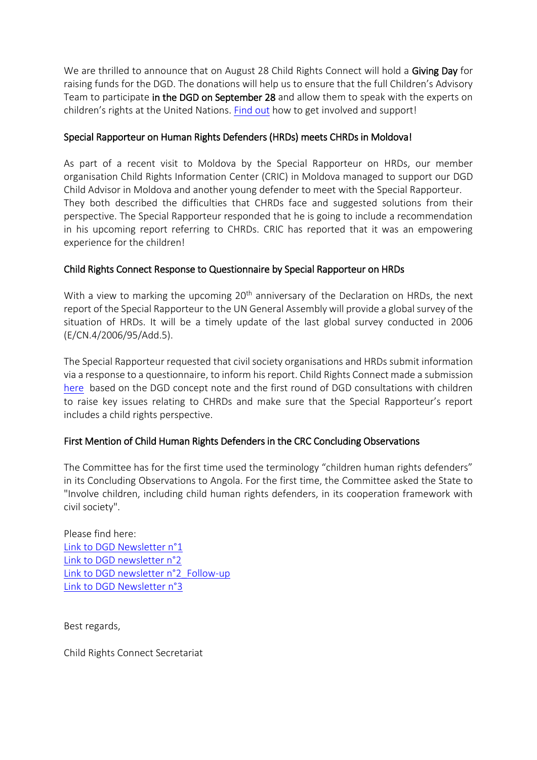We are thrilled to announce that on August 28 Child Rights Connect will hold a **Giving Day** for raising funds for the DGD. The donations will help us to ensure that the full Children's Advisory Team to participate **in the DGD on September 28** and allow them to speak with the experts on children's rights at the United Nations. [Find out](#) how to get involved and support!

### Special Rapporteur on Human Rights Defenders (HRDs) meets CHRDs in Moldova!

As part of a recent visit to Moldova by the Special Rapporteur on HRDs, our member organisation Child Rights Information Center (CRIC) in Moldova managed to support our DGD Child Advisor in Moldova and another young defender to meet with the Special Rapporteur. They both described the difficulties that CHRDs face and suggested solutions from their perspective. The Special Rapporteur responded that he is going to include a recommendation in his upcoming report referring to CHRDs. CRIC has reported that it was an empowering experience for the children!

### Child Rights Connect Response to Questionnaire by Special Rapporteur on HRDs

With a view to marking the upcoming 20th anniversary of the Declaration on HRDs, the next report of the Special Rapporteur to the UN General Assembly will provide a global survey of the situation of HRDs. It will be a timely update of the last global survey conducted in 2006 (E/CN.4/2006/95/Add.5).

The Special Rapporteur requested that civil society organisations and HRDs submit information via a response to a questionnaire, to inform his report. Child Rights Connect made a submission [here](#) based on the DGD concept note and the first round of DGD consultations with children to raise key issues relating to CHRDs and make sure that the Special Rapporteur's report includes a child rights perspective.

### First Mention of Child Human Rights Defenders in the CRC Concluding Observations

The Committee has for the first time used the terminology "children human rights defenders" in its Concluding Observations to Angola. For the first time, the Committee asked the State to "Involve children, including child human rights defenders, in its cooperation framework with civil society".

Please find here:
[Link to DGD Newsletter n°1](#)
[Link to DGD newsletter n°2](#)
[Link to DGD newsletter n°2_Follow-up](#)
[Link to DGD Newsletter n°3](#)

Best regards,

Child Rights Connect Secretariat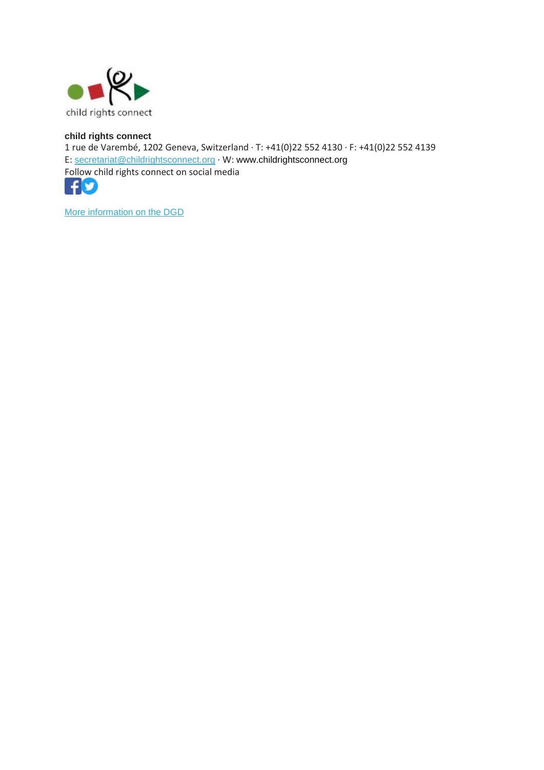child rights connect

**child rights connect**
1 rue de Varembé, 1202 Geneva, Switzerland · T: +41(0)22 552 4130 · F: +41(0)22 552 4139
E: secretariat@childrightsconnect.org · W: www.childrightsconnect.org
Follow child rights connect on social media

More information on the DGD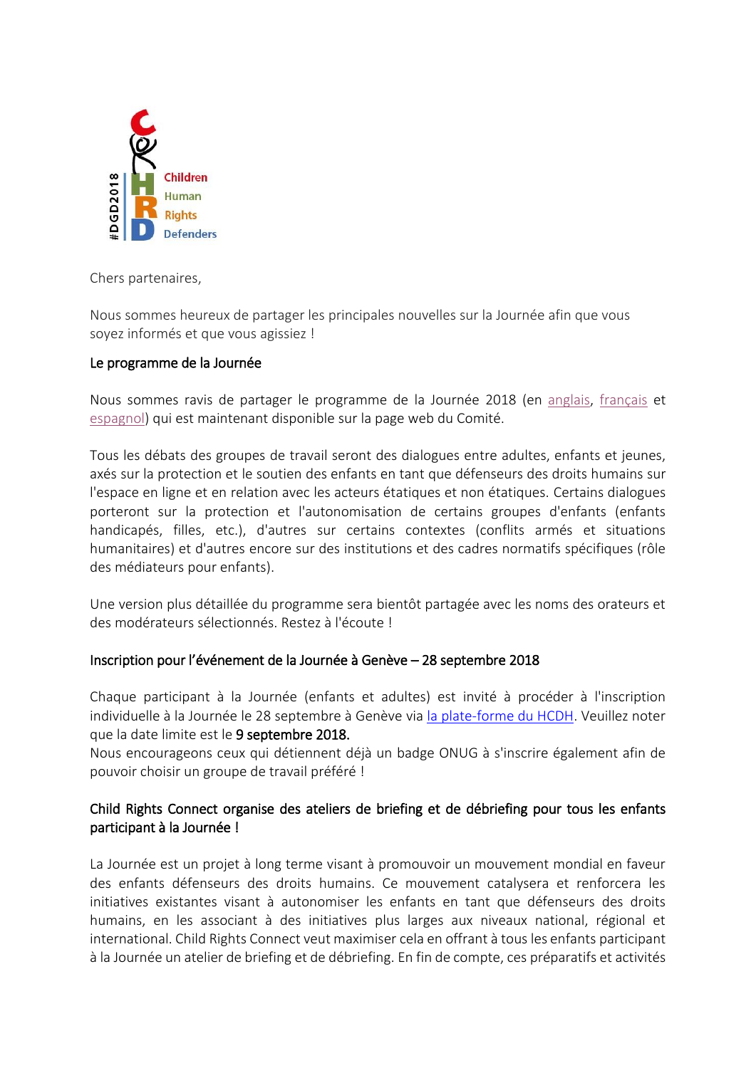#DGD2018 Children Human Rights Defenders

Chers partenaires,

Nous sommes heureux de partager les principales nouvelles sur la Journée afin que vous soyez informés et que vous agissiez !

## Le programme de la Journée

Nous sommes ravis de partager le programme de la Journée 2018 (en anglais, français et espagnol) qui est maintenant disponible sur la page web du Comité.

Tous les débats des groupes de travail seront des dialogues entre adultes, enfants et jeunes, axés sur la protection et le soutien des enfants en tant que défenseurs des droits humains sur l'espace en ligne et en relation avec les acteurs étatiques et non étatiques. Certains dialogues porteront sur la protection et l'autonomisation de certains groupes d'enfants (enfants handicapés, filles, etc.), d'autres sur certains contextes (conflits armés et situations humanitaires) et d'autres encore sur des institutions et des cadres normatifs spécifiques (rôle des médiateurs pour enfants).

Une version plus détaillée du programme sera bientôt partagée avec les noms des orateurs et des modérateurs sélectionnés. Restez à l'écoute !

## Inscription pour l'événement de la Journée à Genève – 28 septembre 2018

Chaque participant à la Journée (enfants et adultes) est invité à procéder à l'inscription individuelle à la Journée le 28 septembre à Genève via la plate-forme du HCDH. Veuillez noter que la date limite est le **9 septembre 2018.**

Nous encourageons ceux qui détiennent déjà un badge ONUG à s'inscrire également afin de pouvoir choisir un groupe de travail préféré !

## Child Rights Connect organise des ateliers de briefing et de débriefing pour tous les enfants participant à la Journée !

La Journée est un projet à long terme visant à promouvoir un mouvement mondial en faveur des enfants défenseurs des droits humains. Ce mouvement catalysera et renforcera les initiatives existantes visant à autonomiser les enfants en tant que défenseurs des droits humains, en les associant à des initiatives plus larges aux niveaux national, régional et international. Child Rights Connect veut maximiser cela en offrant à tous les enfants participant à la Journée un atelier de briefing et de débriefing. En fin de compte, ces préparatifs et activités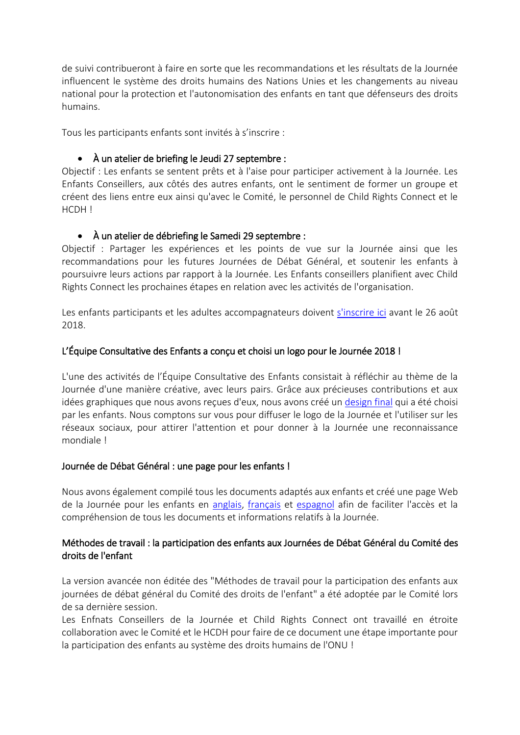de suivi contribueront à faire en sorte que les recommandations et les résultats de la Journée influencent le système des droits humains des Nations Unies et les changements au niveau national pour la protection et l'autonomisation des enfants en tant que défenseurs des droits humains.

Tous les participants enfants sont invités à s'inscrire :

- **À un atelier de briefing le Jeudi 27 septembre :**

Objectif : Les enfants se sentent prêts et à l'aise pour participer activement à la Journée. Les Enfants Conseillers, aux côtés des autres enfants, ont le sentiment de former un groupe et créent des liens entre eux ainsi qu'avec le Comité, le personnel de Child Rights Connect et le HCDH !

- **À un atelier de débriefing le Samedi 29 septembre :**

Objectif : Partager les expériences et les points de vue sur la Journée ainsi que les recommandations pour les futures Journées de Débat Général, et soutenir les enfants à poursuivre leurs actions par rapport à la Journée. Les Enfants conseillers planifient avec Child Rights Connect les prochaines étapes en relation avec les activités de l'organisation.

Les enfants participants et les adultes accompagnateurs doivent s'inscrire ici avant le 26 août 2018.

### L'Équipe Consultative des Enfants a conçu et choisi un logo pour le Journée 2018 !

L'une des activités de l'Équipe Consultative des Enfants consistait à réfléchir au thème de la Journée d'une manière créative, avec leurs pairs. Grâce aux précieuses contributions et aux idées graphiques que nous avons reçues d'eux, nous avons créé un design final qui a été choisi par les enfants. Nous comptons sur vous pour diffuser le logo de la Journée et l'utiliser sur les réseaux sociaux, pour attirer l'attention et pour donner à la Journée une reconnaissance mondiale !

### Journée de Débat Général : une page pour les enfants !

Nous avons également compilé tous les documents adaptés aux enfants et créé une page Web de la Journée pour les enfants en anglais, français et espagnol afin de faciliter l'accès et la compréhension de tous les documents et informations relatifs à la Journée.

### Méthodes de travail : la participation des enfants aux Journées de Débat Général du Comité des droits de l'enfant

La version avancée non éditée des "Méthodes de travail pour la participation des enfants aux journées de débat général du Comité des droits de l'enfant" a été adoptée par le Comité lors de sa dernière session.

Les Enfnats Conseillers de la Journée et Child Rights Connect ont travaillé en étroite collaboration avec le Comité et le HCDH pour faire de ce document une étape importante pour la participation des enfants au système des droits humains de l'ONU !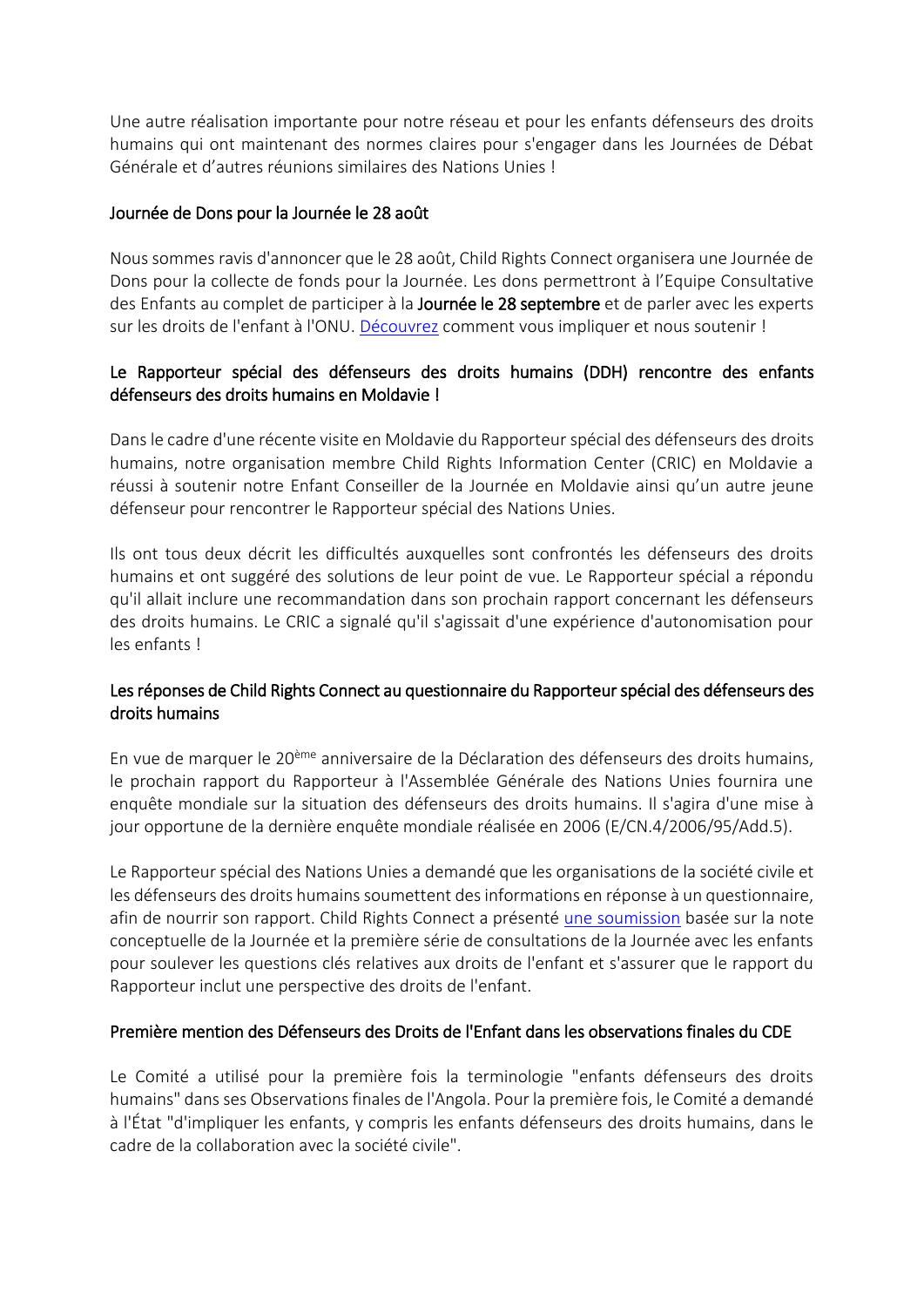Une autre réalisation importante pour notre réseau et pour les enfants défenseurs des droits humains qui ont maintenant des normes claires pour s'engager dans les Journées de Débat Générale et d'autres réunions similaires des Nations Unies !

### Journée de Dons pour la Journée le 28 août

Nous sommes ravis d'annoncer que le 28 août, Child Rights Connect organisera une Journée de Dons pour la collecte de fonds pour la Journée. Les dons permettront à l'Equipe Consultative des Enfants au complet de participer à la **Journée le 28 septembre** et de parler avec les experts sur les droits de l'enfant à l'ONU. [Découvrez]() comment vous impliquer et nous soutenir !

### Le Rapporteur spécial des défenseurs des droits humains (DDH) rencontre des enfants défenseurs des droits humains en Moldavie !

Dans le cadre d'une récente visite en Moldavie du Rapporteur spécial des défenseurs des droits humains, notre organisation membre Child Rights Information Center (CRIC) en Moldavie a réussi à soutenir notre Enfant Conseiller de la Journée en Moldavie ainsi qu'un autre jeune défenseur pour rencontrer le Rapporteur spécial des Nations Unies.

Ils ont tous deux décrit les difficultés auxquelles sont confrontés les défenseurs des droits humains et ont suggéré des solutions de leur point de vue. Le Rapporteur spécial a répondu qu'il allait inclure une recommandation dans son prochain rapport concernant les défenseurs des droits humains. Le CRIC a signalé qu'il s'agissait d'une expérience d'autonomisation pour les enfants !

### Les réponses de Child Rights Connect au questionnaire du Rapporteur spécial des défenseurs des droits humains

En vue de marquer le 20ème anniversaire de la Déclaration des défenseurs des droits humains, le prochain rapport du Rapporteur à l'Assemblée Générale des Nations Unies fournira une enquête mondiale sur la situation des défenseurs des droits humains. Il s'agira d'une mise à jour opportune de la dernière enquête mondiale réalisée en 2006 (E/CN.4/2006/95/Add.5).

Le Rapporteur spécial des Nations Unies a demandé que les organisations de la société civile et les défenseurs des droits humains soumettent des informations en réponse à un questionnaire, afin de nourrir son rapport. Child Rights Connect a présenté [une soumission]() basée sur la note conceptuelle de la Journée et la première série de consultations de la Journée avec les enfants pour soulever les questions clés relatives aux droits de l'enfant et s'assurer que le rapport du Rapporteur inclut une perspective des droits de l'enfant.

### Première mention des Défenseurs des Droits de l'Enfant dans les observations finales du CDE

Le Comité a utilisé pour la première fois la terminologie "enfants défenseurs des droits humains" dans ses Observations finales de l'Angola. Pour la première fois, le Comité a demandé à l'État "d'impliquer les enfants, y compris les enfants défenseurs des droits humains, dans le cadre de la collaboration avec la société civile".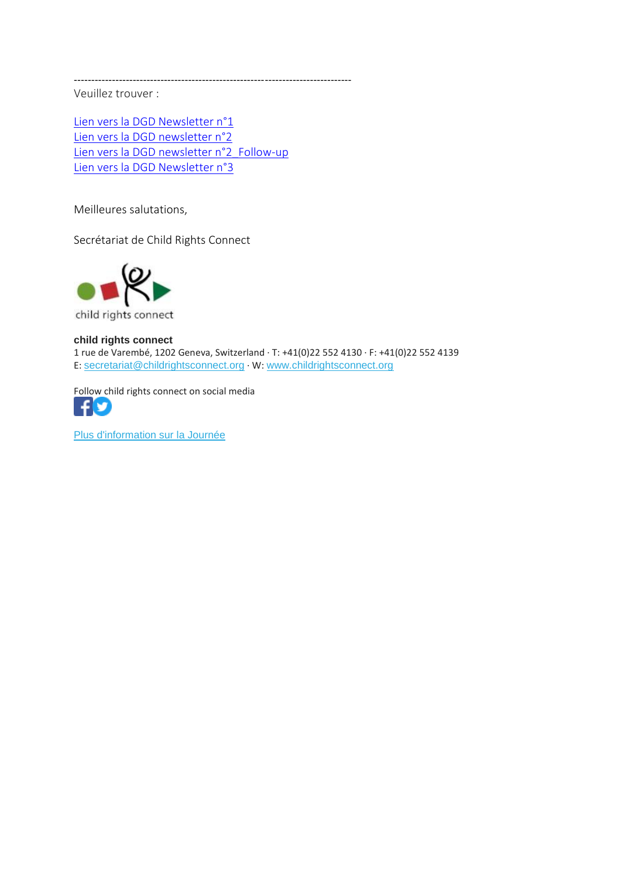--------------------------------------------------------------------------------

Veuillez trouver :

Lien vers la DGD Newsletter n°1
Lien vers la DGD newsletter n°2
Lien vers la DGD newsletter n°2_Follow-up
Lien vers la DGD Newsletter n°3

Meilleures salutations,

Secrétariat de Child Rights Connect

child rights connect

**child rights connect**
1 rue de Varembé, 1202 Geneva, Switzerland · T: +41(0)22 552 4130 · F: +41(0)22 552 4139
E: secretariat@childrightsconnect.org · W: www.childrightsconnect.org

Follow child rights connect on social media

Plus d'information sur la Journée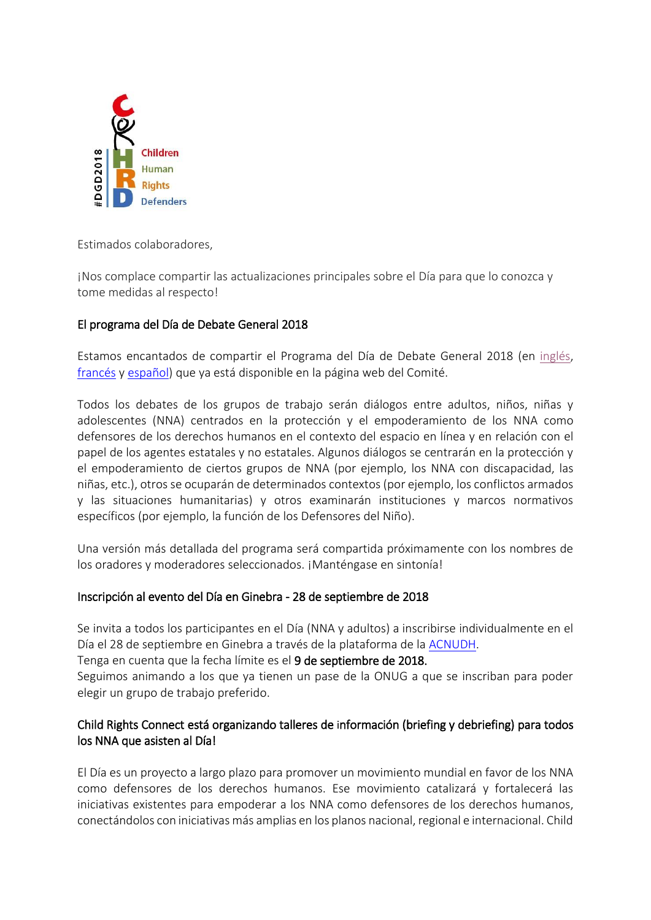Estimados colaboradores,

¡Nos complace compartir las actualizaciones principales sobre el Día para que lo conozca y tome medidas al respecto!

## El programa del Día de Debate General 2018

Estamos encantados de compartir el Programa del Día de Debate General 2018 (en inglés, francés y español) que ya está disponible en la página web del Comité.

Todos los debates de los grupos de trabajo serán diálogos entre adultos, niños, niñas y adolescentes (NNA) centrados en la protección y el empoderamiento de los NNA como defensores de los derechos humanos en el contexto del espacio en línea y en relación con el papel de los agentes estatales y no estatales. Algunos diálogos se centrarán en la protección y el empoderamiento de ciertos grupos de NNA (por ejemplo, los NNA con discapacidad, las niñas, etc.), otros se ocuparán de determinados contextos (por ejemplo, los conflictos armados y las situaciones humanitarias) y otros examinarán instituciones y marcos normativos específicos (por ejemplo, la función de los Defensores del Niño).

Una versión más detallada del programa será compartida próximamente con los nombres de los oradores y moderadores seleccionados. ¡Manténgase en sintonía!

## Inscripción al evento del Día en Ginebra - 28 de septiembre de 2018

Se invita a todos los participantes en el Día (NNA y adultos) a inscribirse individualmente en el Día el 28 de septiembre en Ginebra a través de la plataforma de la ACNUDH.
Tenga en cuenta que la fecha límite es el **9 de septiembre de 2018.**
Seguimos animando a los que ya tienen un pase de la ONUG a que se inscriban para poder elegir un grupo de trabajo preferido.

## Child Rights Connect está organizando talleres de información (briefing y debriefing) para todos los NNA que asisten al Día!

El Día es un proyecto a largo plazo para promover un movimiento mundial en favor de los NNA como defensores de los derechos humanos. Ese movimiento catalizará y fortalecerá las iniciativas existentes para empoderar a los NNA como defensores de los derechos humanos, conectándolos con iniciativas más amplias en los planos nacional, regional e internacional. Child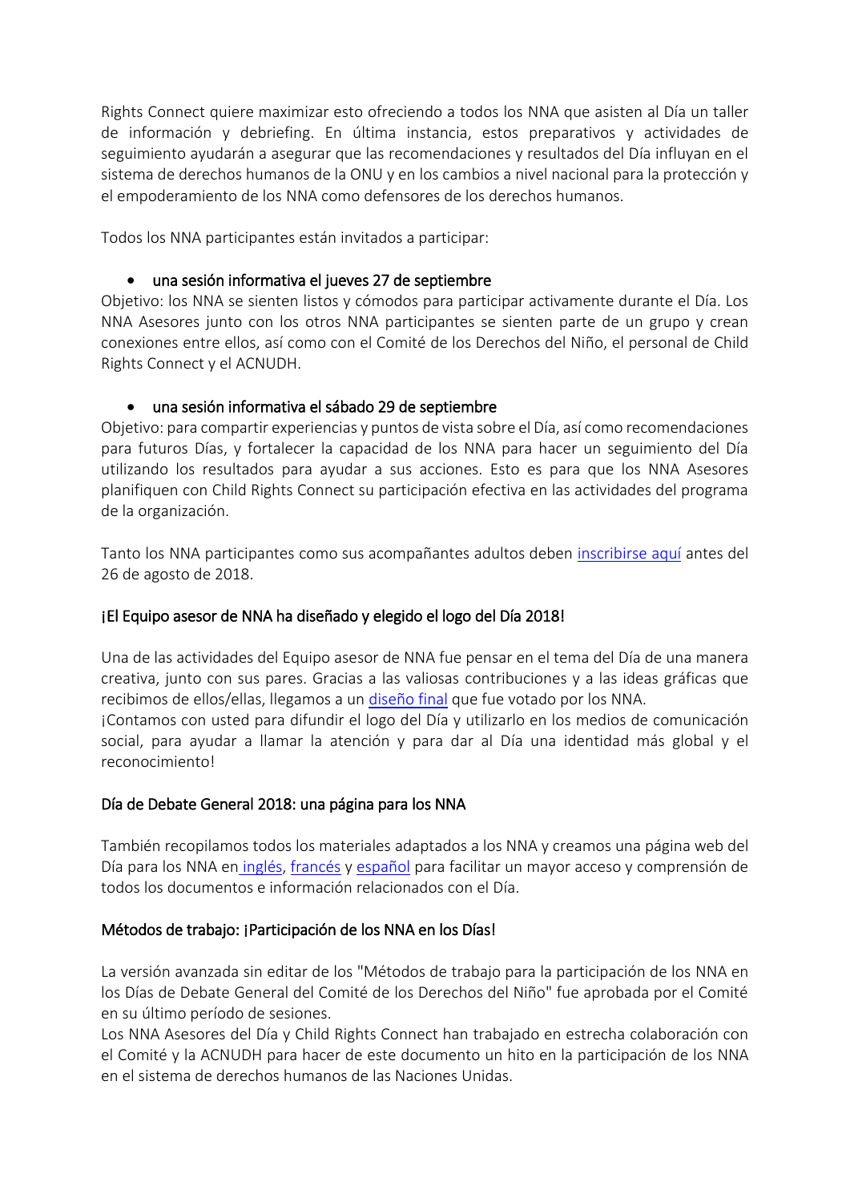Rights Connect quiere maximizar esto ofreciendo a todos los NNA que asisten al Día un taller de información y debriefing. En última instancia, estos preparativos y actividades de seguimiento ayudarán a asegurar que las recomendaciones y resultados del Día influyan en el sistema de derechos humanos de la ONU y en los cambios a nivel nacional para la protección y el empoderamiento de los NNA como defensores de los derechos humanos.

Todos los NNA participantes están invitados a participar:

- una sesión informativa el jueves 27 de septiembre

Objetivo: los NNA se sienten listos y cómodos para participar activamente durante el Día. Los NNA Asesores junto con los otros NNA participantes se sienten parte de un grupo y crean conexiones entre ellos, así como con el Comité de los Derechos del Niño, el personal de Child Rights Connect y el ACNUDH.

- una sesión informativa el sábado 29 de septiembre

Objetivo: para compartir experiencias y puntos de vista sobre el Día, así como recomendaciones para futuros Días, y fortalecer la capacidad de los NNA para hacer un seguimiento del Día utilizando los resultados para ayudar a sus acciones. Esto es para que los NNA Asesores planifiquen con Child Rights Connect su participación efectiva en las actividades del programa de la organización.

Tanto los NNA participantes como sus acompañantes adultos deben inscribirse aquí antes del 26 de agosto de 2018.

## ¡El Equipo asesor de NNA ha diseñado y elegido el logo del Día 2018!

Una de las actividades del Equipo asesor de NNA fue pensar en el tema del Día de una manera creativa, junto con sus pares. Gracias a las valiosas contribuciones y a las ideas gráficas que recibimos de ellos/ellas, llegamos a un diseño final que fue votado por los NNA.
¡Contamos con usted para difundir el logo del Día y utilizarlo en los medios de comunicación social, para ayudar a llamar la atención y para dar al Día una identidad más global y el reconocimiento!

## Día de Debate General 2018: una página para los NNA

También recopilamos todos los materiales adaptados a los NNA y creamos una página web del Día para los NNA en inglés, francés y español para facilitar un mayor acceso y comprensión de todos los documentos e información relacionados con el Día.

## Métodos de trabajo: ¡Participación de los NNA en los Días!

La versión avanzada sin editar de los "Métodos de trabajo para la participación de los NNA en los Días de Debate General del Comité de los Derechos del Niño" fue aprobada por el Comité en su último período de sesiones.
Los NNA Asesores del Día y Child Rights Connect han trabajado en estrecha colaboración con el Comité y la ACNUDH para hacer de este documento un hito en la participación de los NNA en el sistema de derechos humanos de las Naciones Unidas.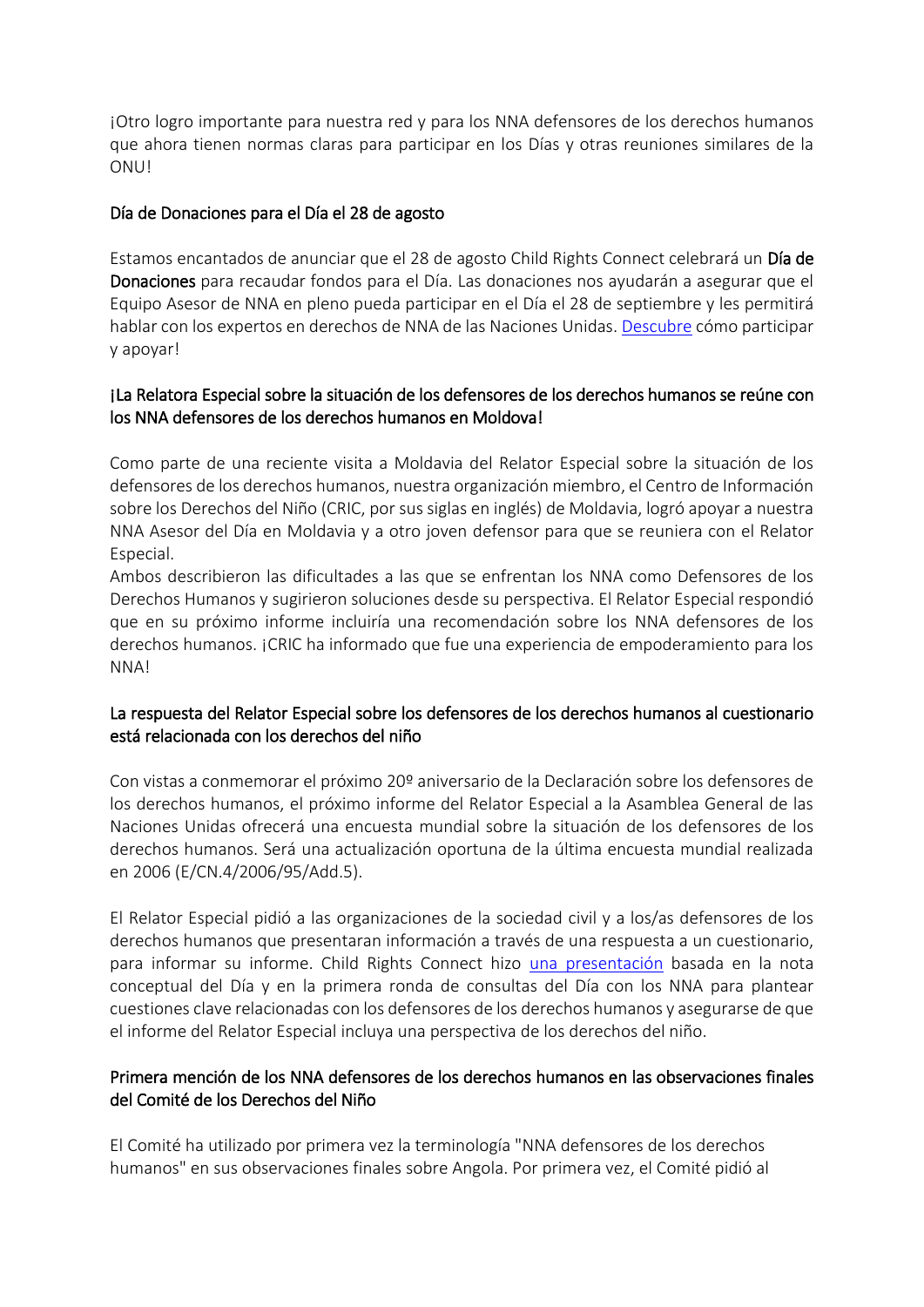¡Otro logro importante para nuestra red y para los NNA defensores de los derechos humanos que ahora tienen normas claras para participar en los Días y otras reuniones similares de la ONU!

## Día de Donaciones para el Día el 28 de agosto

Estamos encantados de anunciar que el 28 de agosto Child Rights Connect celebrará un **Día de Donaciones** para recaudar fondos para el Día. Las donaciones nos ayudarán a asegurar que el Equipo Asesor de NNA en pleno pueda participar en el Día el 28 de septiembre y les permitirá hablar con los expertos en derechos de NNA de las Naciones Unidas. Descubre cómo participar y apoyar!

## ¡La Relatora Especial sobre la situación de los defensores de los derechos humanos se reúne con los NNA defensores de los derechos humanos en Moldova!

Como parte de una reciente visita a Moldavia del Relator Especial sobre la situación de los defensores de los derechos humanos, nuestra organización miembro, el Centro de Información sobre los Derechos del Niño (CRIC, por sus siglas en inglés) de Moldavia, logró apoyar a nuestra NNA Asesor del Día en Moldavia y a otro joven defensor para que se reuniera con el Relator Especial.

Ambos describieron las dificultades a las que se enfrentan los NNA como Defensores de los Derechos Humanos y sugirieron soluciones desde su perspectiva. El Relator Especial respondió que en su próximo informe incluiría una recomendación sobre los NNA defensores de los derechos humanos. ¡CRIC ha informado que fue una experiencia de empoderamiento para los NNA!

## La respuesta del Relator Especial sobre los defensores de los derechos humanos al cuestionario está relacionada con los derechos del niño

Con vistas a conmemorar el próximo 20º aniversario de la Declaración sobre los defensores de los derechos humanos, el próximo informe del Relator Especial a la Asamblea General de las Naciones Unidas ofrecerá una encuesta mundial sobre la situación de los defensores de los derechos humanos. Será una actualización oportuna de la última encuesta mundial realizada en 2006 (E/CN.4/2006/95/Add.5).

El Relator Especial pidió a las organizaciones de la sociedad civil y a los/as defensores de los derechos humanos que presentaran información a través de una respuesta a un cuestionario, para informar su informe. Child Rights Connect hizo una presentación basada en la nota conceptual del Día y en la primera ronda de consultas del Día con los NNA para plantear cuestiones clave relacionadas con los defensores de los derechos humanos y asegurarse de que el informe del Relator Especial incluya una perspectiva de los derechos del niño.

## Primera mención de los NNA defensores de los derechos humanos en las observaciones finales del Comité de los Derechos del Niño

El Comité ha utilizado por primera vez la terminología "NNA defensores de los derechos humanos" en sus observaciones finales sobre Angola. Por primera vez, el Comité pidió al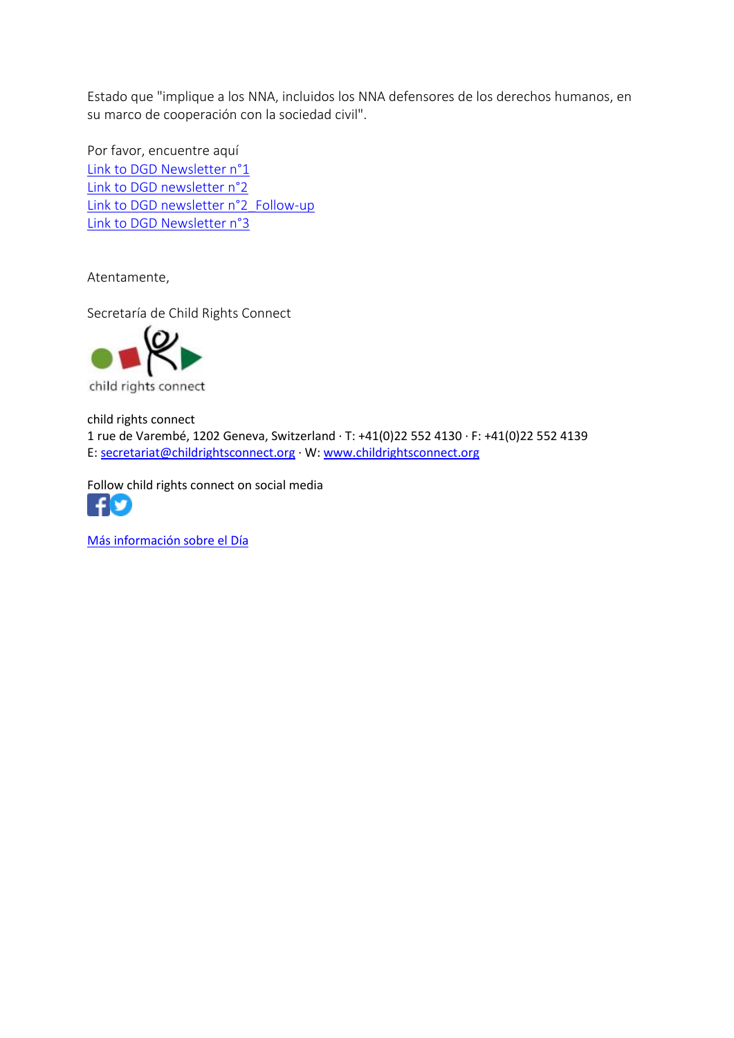Estado que "implique a los NNA, incluidos los NNA defensores de los derechos humanos, en su marco de cooperación con la sociedad civil".

Por favor, encuentre aquí
Link to DGD Newsletter n°1
Link to DGD newsletter n°2
Link to DGD newsletter n°2_Follow-up
Link to DGD Newsletter n°3

Atentamente,

Secretaría de Child Rights Connect

child rights connect

child rights connect
1 rue de Varembé, 1202 Geneva, Switzerland · T: +41(0)22 552 4130 · F: +41(0)22 552 4139
E: secretariat@childrightsconnect.org · W: www.childrightsconnect.org

Follow child rights connect on social media

Más información sobre el Día